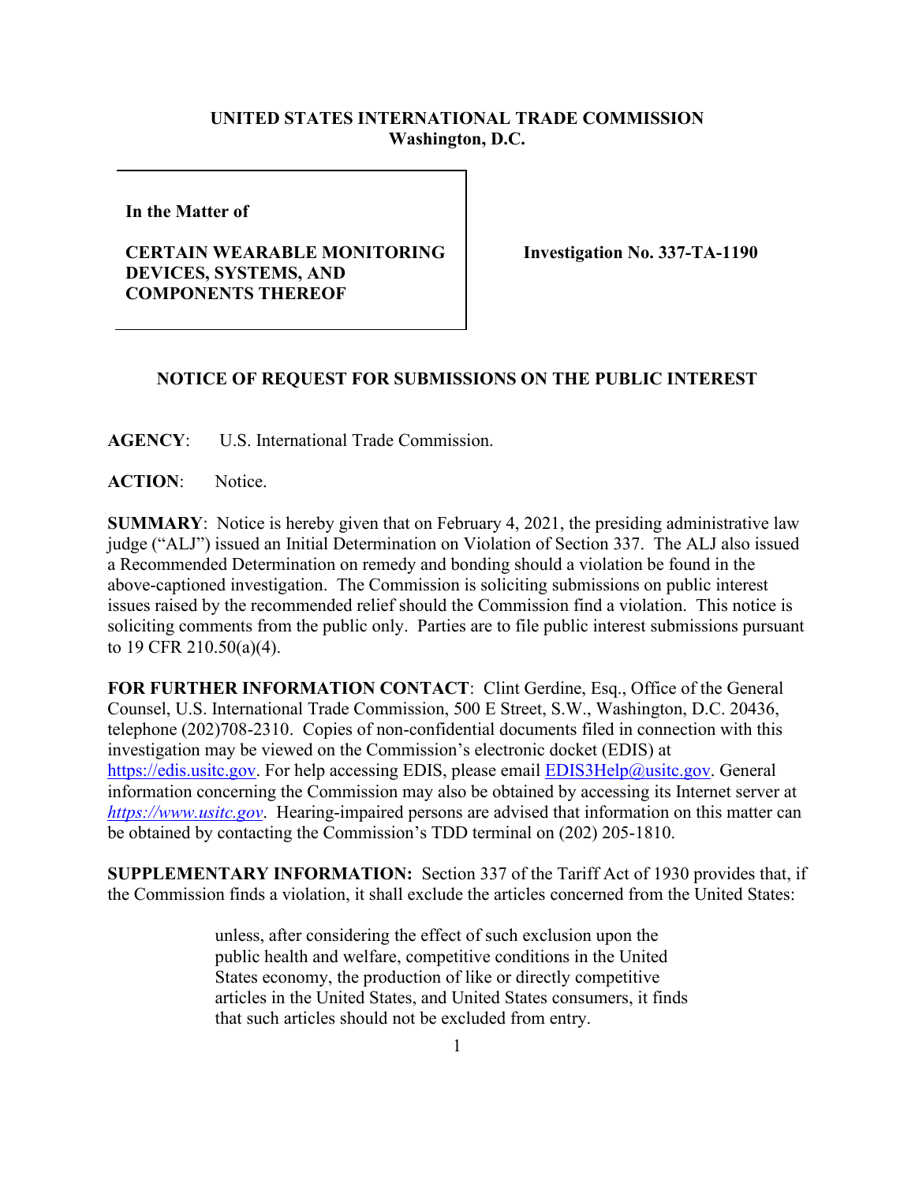**UNITED STATES INTERNATIONAL TRADE COMMISSION**
**Washington, D.C.**

**In the Matter of**

**CERTAIN WEARABLE MONITORING DEVICES, SYSTEMS, AND COMPONENTS THEREOF**

**Investigation No. 337-TA-1190**

## NOTICE OF REQUEST FOR SUBMISSIONS ON THE PUBLIC INTEREST

**AGENCY**: U.S. International Trade Commission.

**ACTION**: Notice.

**SUMMARY**: Notice is hereby given that on February 4, 2021, the presiding administrative law judge ("ALJ") issued an Initial Determination on Violation of Section 337. The ALJ also issued a Recommended Determination on remedy and bonding should a violation be found in the above-captioned investigation. The Commission is soliciting submissions on public interest issues raised by the recommended relief should the Commission find a violation. This notice is soliciting comments from the public only. Parties are to file public interest submissions pursuant to 19 CFR 210.50(a)(4).

**FOR FURTHER INFORMATION CONTACT**: Clint Gerdine, Esq., Office of the General Counsel, U.S. International Trade Commission, 500 E Street, S.W., Washington, D.C. 20436, telephone (202)708-2310. Copies of non-confidential documents filed in connection with this investigation may be viewed on the Commission's electronic docket (EDIS) at https://edis.usitc.gov. For help accessing EDIS, please email EDIS3Help@usitc.gov. General information concerning the Commission may also be obtained by accessing its Internet server at *https://www.usitc.gov*. Hearing-impaired persons are advised that information on this matter can be obtained by contacting the Commission's TDD terminal on (202) 205-1810.

**SUPPLEMENTARY INFORMATION:** Section 337 of the Tariff Act of 1930 provides that, if the Commission finds a violation, it shall exclude the articles concerned from the United States:

> unless, after considering the effect of such exclusion upon the public health and welfare, competitive conditions in the United States economy, the production of like or directly competitive articles in the United States, and United States consumers, it finds that such articles should not be excluded from entry.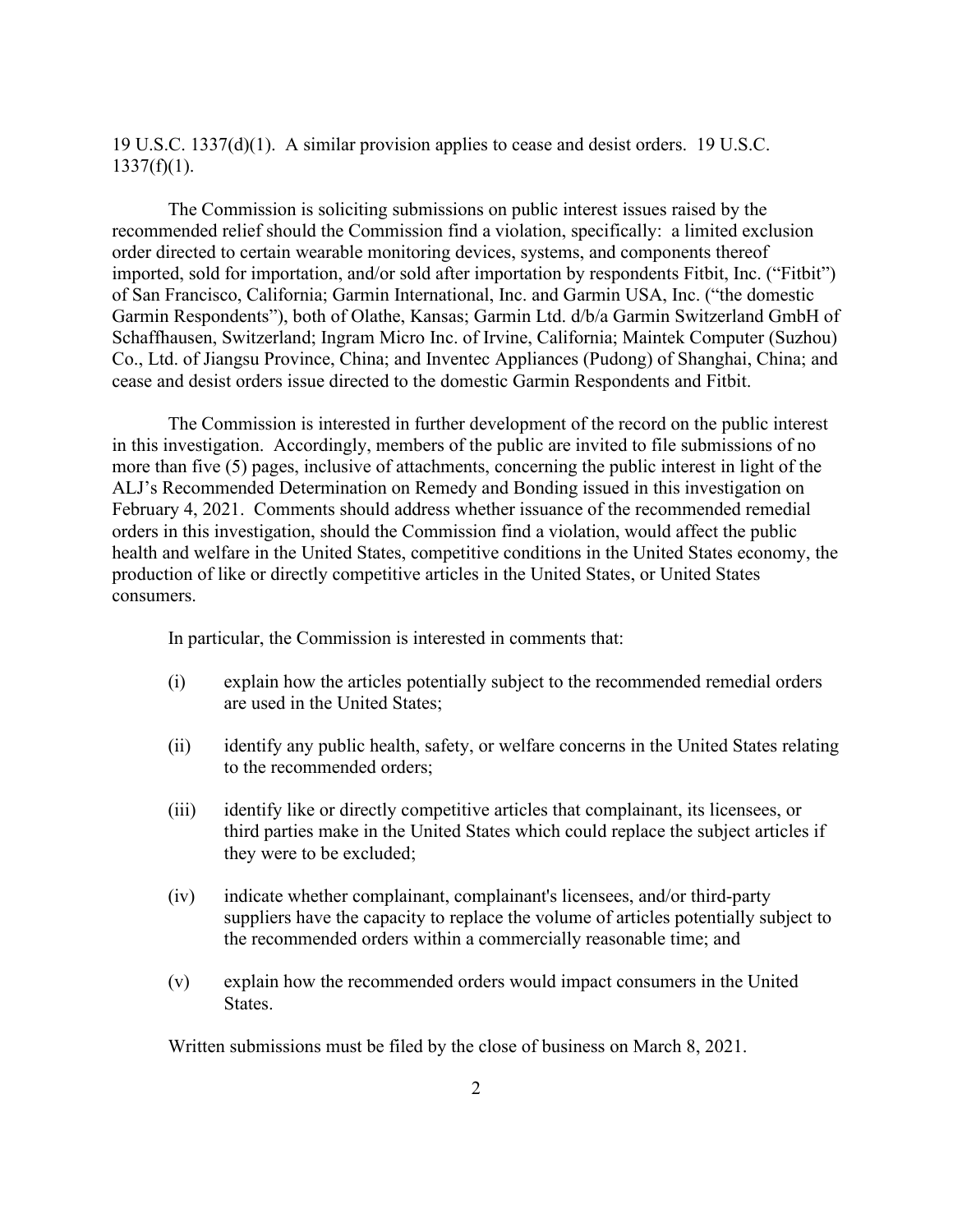19 U.S.C. 1337(d)(1). A similar provision applies to cease and desist orders. 19 U.S.C. 1337(f)(1).

The Commission is soliciting submissions on public interest issues raised by the recommended relief should the Commission find a violation, specifically: a limited exclusion order directed to certain wearable monitoring devices, systems, and components thereof imported, sold for importation, and/or sold after importation by respondents Fitbit, Inc. ("Fitbit") of San Francisco, California; Garmin International, Inc. and Garmin USA, Inc. ("the domestic Garmin Respondents"), both of Olathe, Kansas; Garmin Ltd. d/b/a Garmin Switzerland GmbH of Schaffhausen, Switzerland; Ingram Micro Inc. of Irvine, California; Maintek Computer (Suzhou) Co., Ltd. of Jiangsu Province, China; and Inventec Appliances (Pudong) of Shanghai, China; and cease and desist orders issue directed to the domestic Garmin Respondents and Fitbit.

The Commission is interested in further development of the record on the public interest in this investigation. Accordingly, members of the public are invited to file submissions of no more than five (5) pages, inclusive of attachments, concerning the public interest in light of the ALJ's Recommended Determination on Remedy and Bonding issued in this investigation on February 4, 2021. Comments should address whether issuance of the recommended remedial orders in this investigation, should the Commission find a violation, would affect the public health and welfare in the United States, competitive conditions in the United States economy, the production of like or directly competitive articles in the United States, or United States consumers.

In particular, the Commission is interested in comments that:

(i) explain how the articles potentially subject to the recommended remedial orders are used in the United States;

(ii) identify any public health, safety, or welfare concerns in the United States relating to the recommended orders;

(iii) identify like or directly competitive articles that complainant, its licensees, or third parties make in the United States which could replace the subject articles if they were to be excluded;

(iv) indicate whether complainant, complainant's licensees, and/or third-party suppliers have the capacity to replace the volume of articles potentially subject to the recommended orders within a commercially reasonable time; and

(v) explain how the recommended orders would impact consumers in the United States.

Written submissions must be filed by the close of business on March 8, 2021.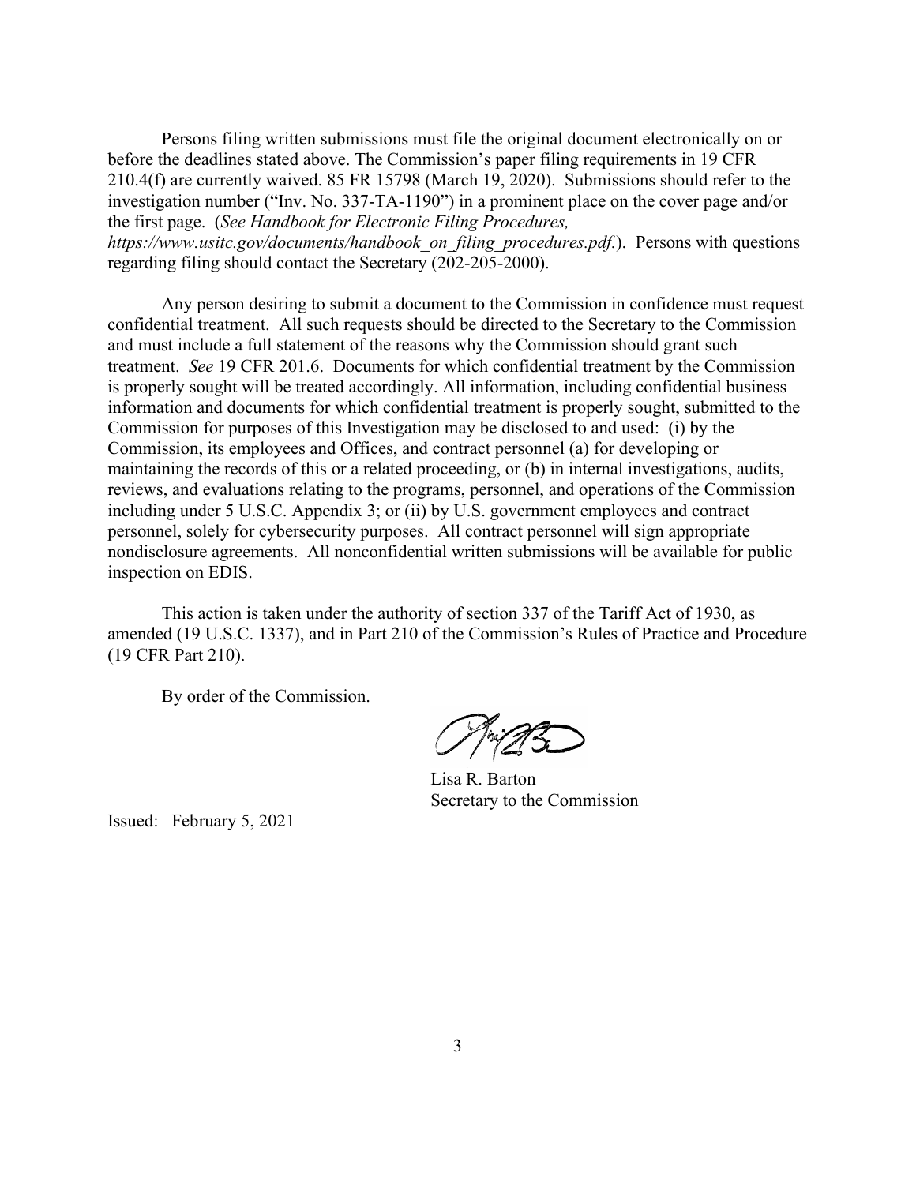Persons filing written submissions must file the original document electronically on or before the deadlines stated above. The Commission's paper filing requirements in 19 CFR 210.4(f) are currently waived. 85 FR 15798 (March 19, 2020). Submissions should refer to the investigation number ("Inv. No. 337-TA-1190") in a prominent place on the cover page and/or the first page. (*See Handbook for Electronic Filing Procedures, https://www.usitc.gov/documents/handbook_on_filing_procedures.pdf.*). Persons with questions regarding filing should contact the Secretary (202-205-2000).

Any person desiring to submit a document to the Commission in confidence must request confidential treatment. All such requests should be directed to the Secretary to the Commission and must include a full statement of the reasons why the Commission should grant such treatment. *See* 19 CFR 201.6. Documents for which confidential treatment by the Commission is properly sought will be treated accordingly. All information, including confidential business information and documents for which confidential treatment is properly sought, submitted to the Commission for purposes of this Investigation may be disclosed to and used: (i) by the Commission, its employees and Offices, and contract personnel (a) for developing or maintaining the records of this or a related proceeding, or (b) in internal investigations, audits, reviews, and evaluations relating to the programs, personnel, and operations of the Commission including under 5 U.S.C. Appendix 3; or (ii) by U.S. government employees and contract personnel, solely for cybersecurity purposes. All contract personnel will sign appropriate nondisclosure agreements. All nonconfidential written submissions will be available for public inspection on EDIS.

This action is taken under the authority of section 337 of the Tariff Act of 1930, as amended (19 U.S.C. 1337), and in Part 210 of the Commission's Rules of Practice and Procedure (19 CFR Part 210).

By order of the Commission.

Lisa R. Barton
Secretary to the Commission

Issued: February 5, 2021